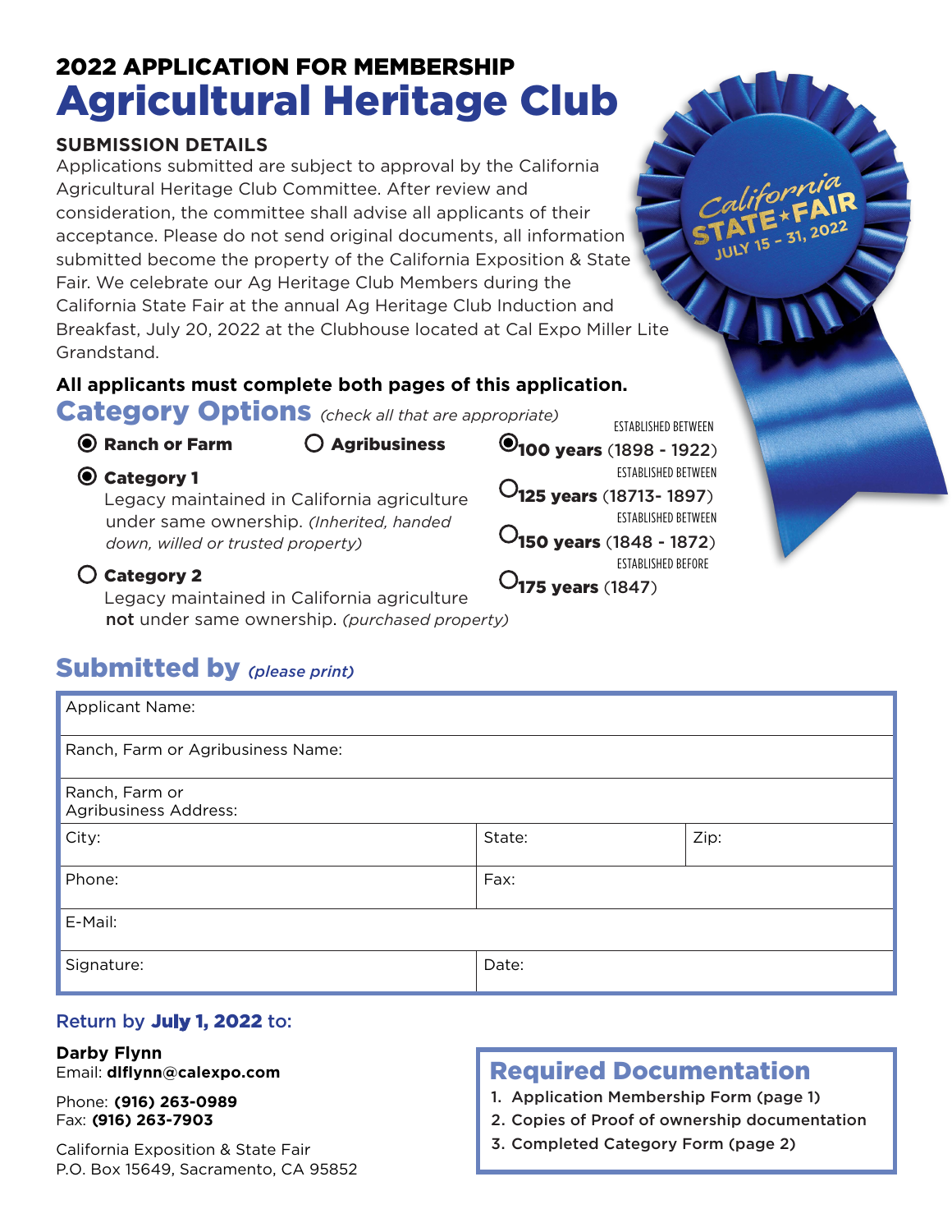# 2022 APPLICATION FOR MEMBERSHIP
# Agricultural Heritage Club

California STATE ★ FAIR JULY 15 – 31, 2022

## SUBMISSION DETAILS

Applications submitted are subject to approval by the California Agricultural Heritage Club Committee. After review and consideration, the committee shall advise all applicants of their acceptance. Please do not send original documents, all information submitted become the property of the California Exposition & State Fair. We celebrate our Ag Heritage Club Members during the California State Fair at the annual Ag Heritage Club Induction and Breakfast, July 20, 2022 at the Clubhouse located at Cal Expo Miller Lite Grandstand.

**All applicants must complete both pages of this application.**

## Category Options *(check all that appropriate)*

- ◉ **Ranch or Farm**
- ○ **Agribusiness**
- ◉ **Category 1**
  Legacy maintained in California agriculture under same ownership. *(Inherited, handed down, willed or trusted property)*
- ○ **Category 2**
  Legacy maintained in California agriculture **not** under same ownership. *(purchased property)*

- ◉ ESTABLISHED BETWEEN **100 years** (1898 - 1922)
- ○ ESTABLISHED BETWEEN **125 years** (18713- 1897)
- ○ ESTABLISHED BETWEEN **150 years** (1848 - 1872)
- ○ ESTABLISHED BEFORE **175 years** (1847)

## Submitted by *(please print)*

| | | |
|---|---|---|
| Applicant Name: | | |
| Ranch, Farm or Agribusiness Name: | | |
| Ranch, Farm or Agribusiness Address: | | |
| City: | State: | Zip: |
| Phone: | Fax: | |
| E-Mail: | | |
| Signature: | Date: | |

Return by **July 1, 2022** to:

**Darby Flynn**
Email: **dlflynn@calexpo.com**

Phone: **(916) 263-0989**
Fax: **(916) 263-7903**

California Exposition & State Fair
P.O. Box 15649, Sacramento, CA 95852

## Required Documentation

1. Application Membership Form (page 1)
2. Copies of Proof of ownership documentation
3. Completed Category Form (page 2)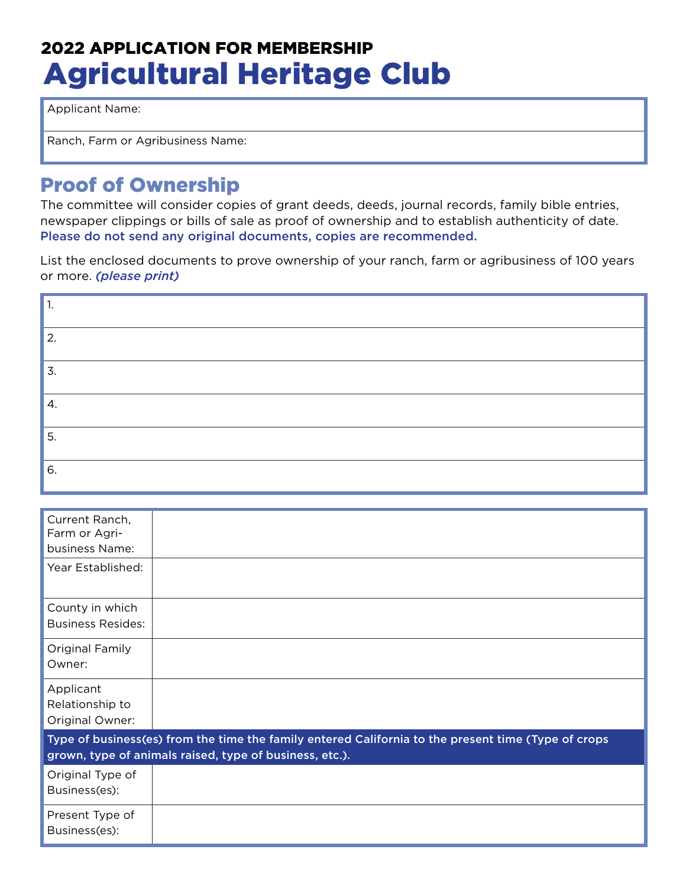## 2022 APPLICATION FOR MEMBERSHIP

# Agricultural Heritage Club

| | |
|---|---|
| Applicant Name: | |
| Ranch, Farm or Agribusiness Name: | |

## Proof of Ownership

The committee will consider copies of grant deeds, deeds, journal records, family bible entries, newspaper clippings or bills of sale as proof of ownership and to establish authenticity of date. **Please do not send any original documents, copies are recommended.**

List the enclosed documents to prove ownership of your ranch, farm or agribusiness of 100 years or more. ***(please print)***

| | |
|---|---|
| 1. | |
| 2. | |
| 3. | |
| 4. | |
| 5. | |
| 6. | |

| | |
|---|---|
| Current Ranch, Farm or Agribusiness Name: | |
| Year Established: | |
| County in which Business Resides: | |
| Original Family Owner: | |
| Applicant Relationship to Original Owner: | |
| **Type of business(es) from the time the family entered California to the present time (Type of crops grown, type of animals raised, type of business, etc.).** | |
| Original Type of Business(es): | |
| Present Type of Business(es): | |